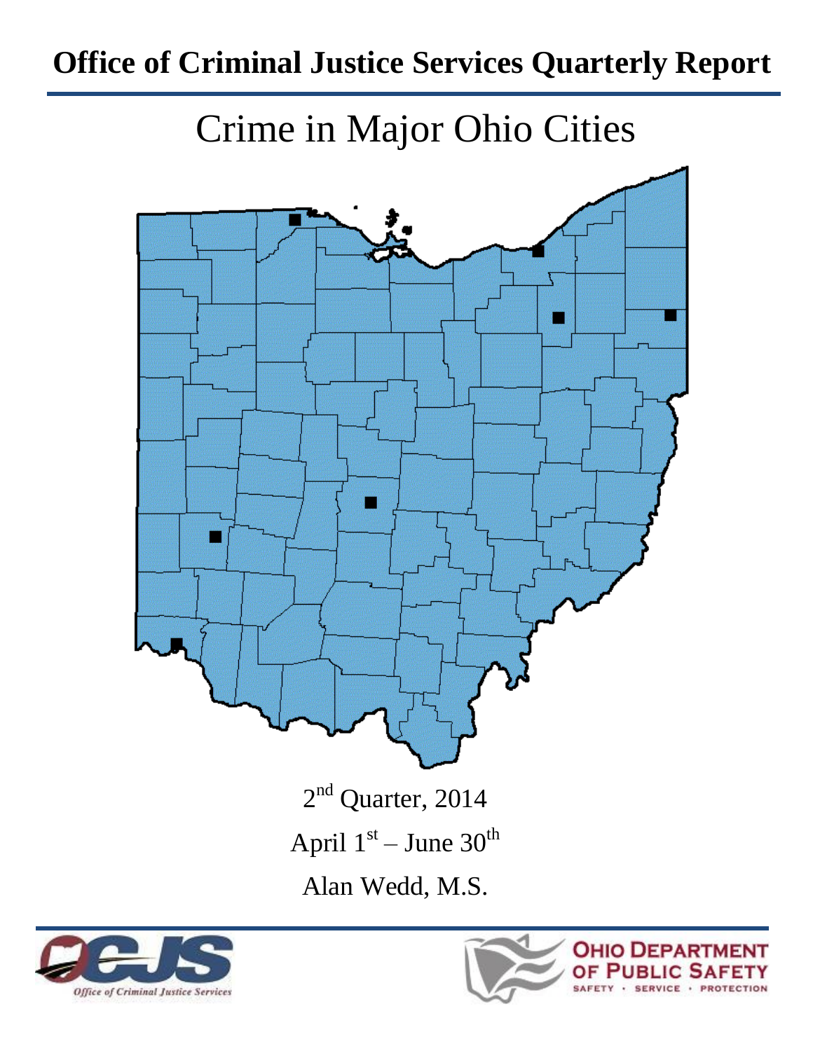# Office of Criminal Justice Services Quarterly Report

## Crime in Major Ohio Cities

2nd Quarter, 2014

April 1st – June 30th

Alan Wedd, M.S.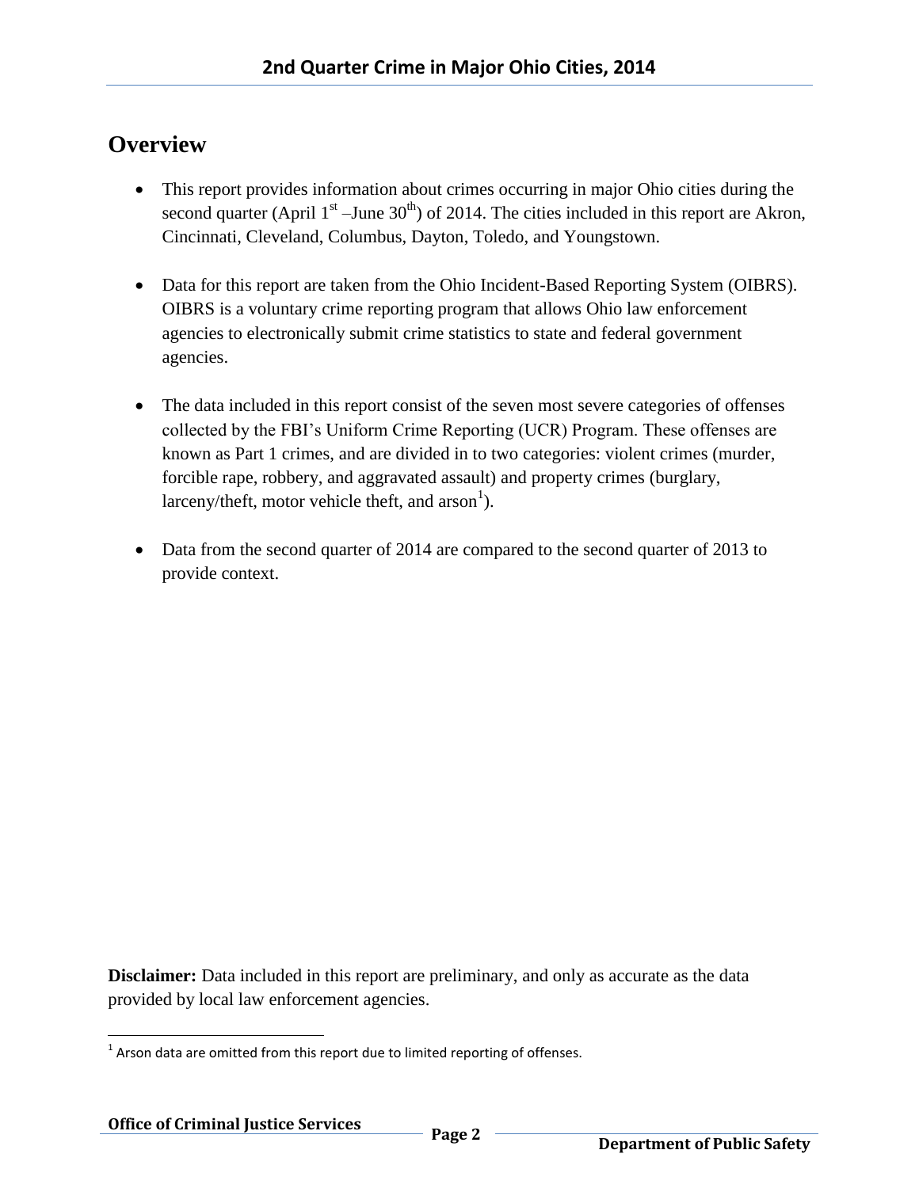## Overview

- This report provides information about crimes occurring in major Ohio cities during the second quarter (April 1st –June 30th) of 2014. The cities included in this report are Akron, Cincinnati, Cleveland, Columbus, Dayton, Toledo, and Youngstown.
- Data for this report are taken from the Ohio Incident-Based Reporting System (OIBRS). OIBRS is a voluntary crime reporting program that allows Ohio law enforcement agencies to electronically submit crime statistics to state and federal government agencies.
- The data included in this report consist of the seven most severe categories of offenses collected by the FBI's Uniform Crime Reporting (UCR) Program. These offenses are known as Part 1 crimes, and are divided in to two categories: violent crimes (murder, forcible rape, robbery, and aggravated assault) and property crimes (burglary, larceny/theft, motor vehicle theft, and arson[1]).
- Data from the second quarter of 2014 are compared to the second quarter of 2013 to provide context.

**Disclaimer:** Data included in this report are preliminary, and only as accurate as the data provided by local law enforcement agencies.

[1] Arson data are omitted from this report due to limited reporting of offenses.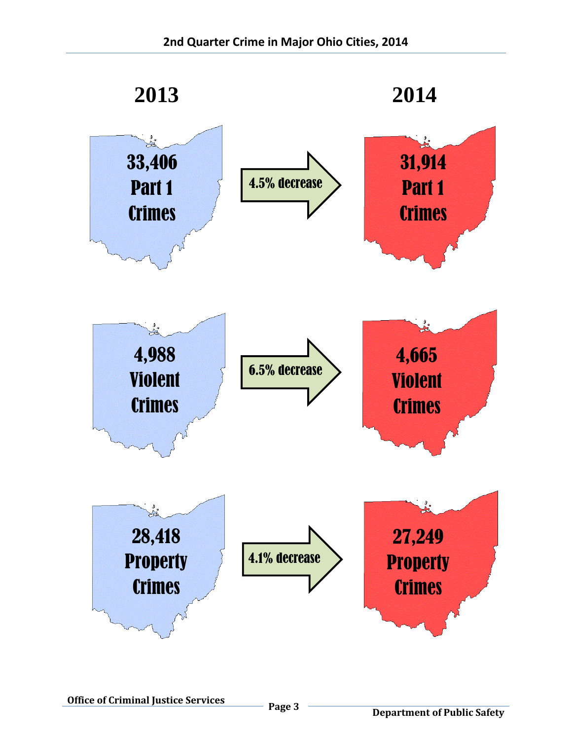## 2nd Quarter Crime in Major Ohio Cities, 2014

| 2013 | | 2014 |
|---|---|---|
| 33,406 Part 1 Crimes | 4.5% decrease | 31,914 Part 1 Crimes |
| 4,988 Violent Crimes | 6.5% decrease | 4,665 Violent Crimes |
| 28,418 Property Crimes | 4.1% decrease | 27,249 Property Crimes |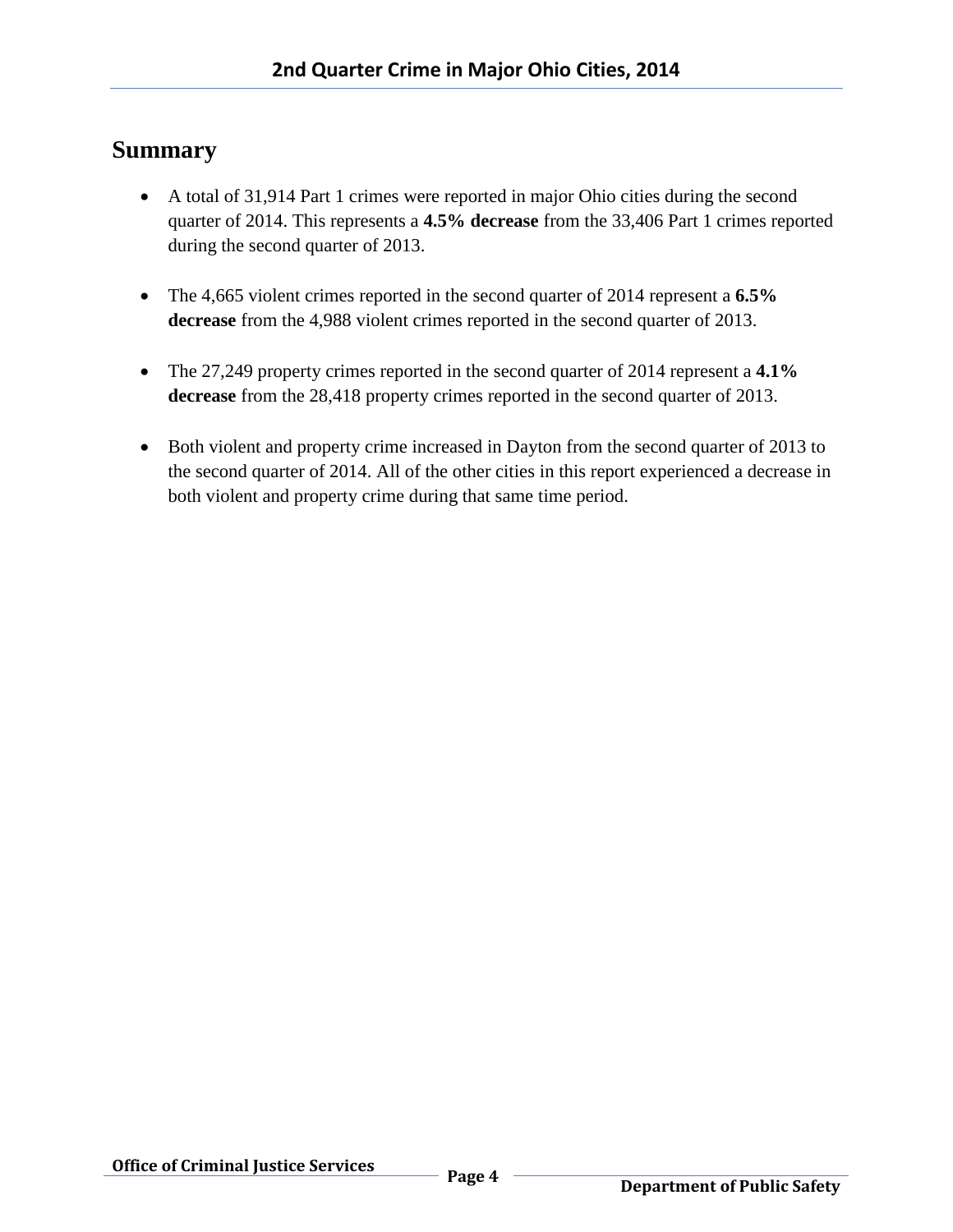## Summary

- A total of 31,914 Part 1 crimes were reported in major Ohio cities during the second quarter of 2014. This represents a **4.5% decrease** from the 33,406 Part 1 crimes reported during the second quarter of 2013.

- The 4,665 violent crimes reported in the second quarter of 2014 represent a **6.5% decrease** from the 4,988 violent crimes reported in the second quarter of 2013.

- The 27,249 property crimes reported in the second quarter of 2014 represent a **4.1% decrease** from the 28,418 property crimes reported in the second quarter of 2013.

- Both violent and property crime increased in Dayton from the second quarter of 2013 to the second quarter of 2014. All of the other cities in this report experienced a decrease in both violent and property crime during that same time period.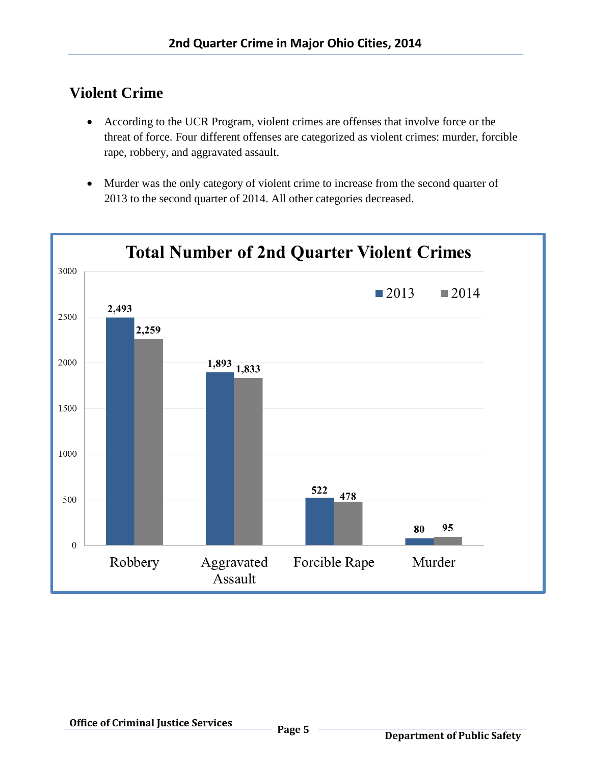## Violent Crime

- According to the UCR Program, violent crimes are offenses that involve force or the threat of force. Four different offenses are categorized as violent crimes: murder, forcible rape, robbery, and aggravated assault.
- Murder was the only category of violent crime to increase from the second quarter of 2013 to the second quarter of 2014. All other categories decreased.

**Total Number of 2nd Quarter Violent Crimes**

| | 2013 | 2014 |
|---|---|---|
| Robbery | 2,493 | 2,259 |
| Aggravated Assault | 1,893 | 1,833 |
| Forcible Rape | 522 | 478 |
| Murder | 80 | 95 |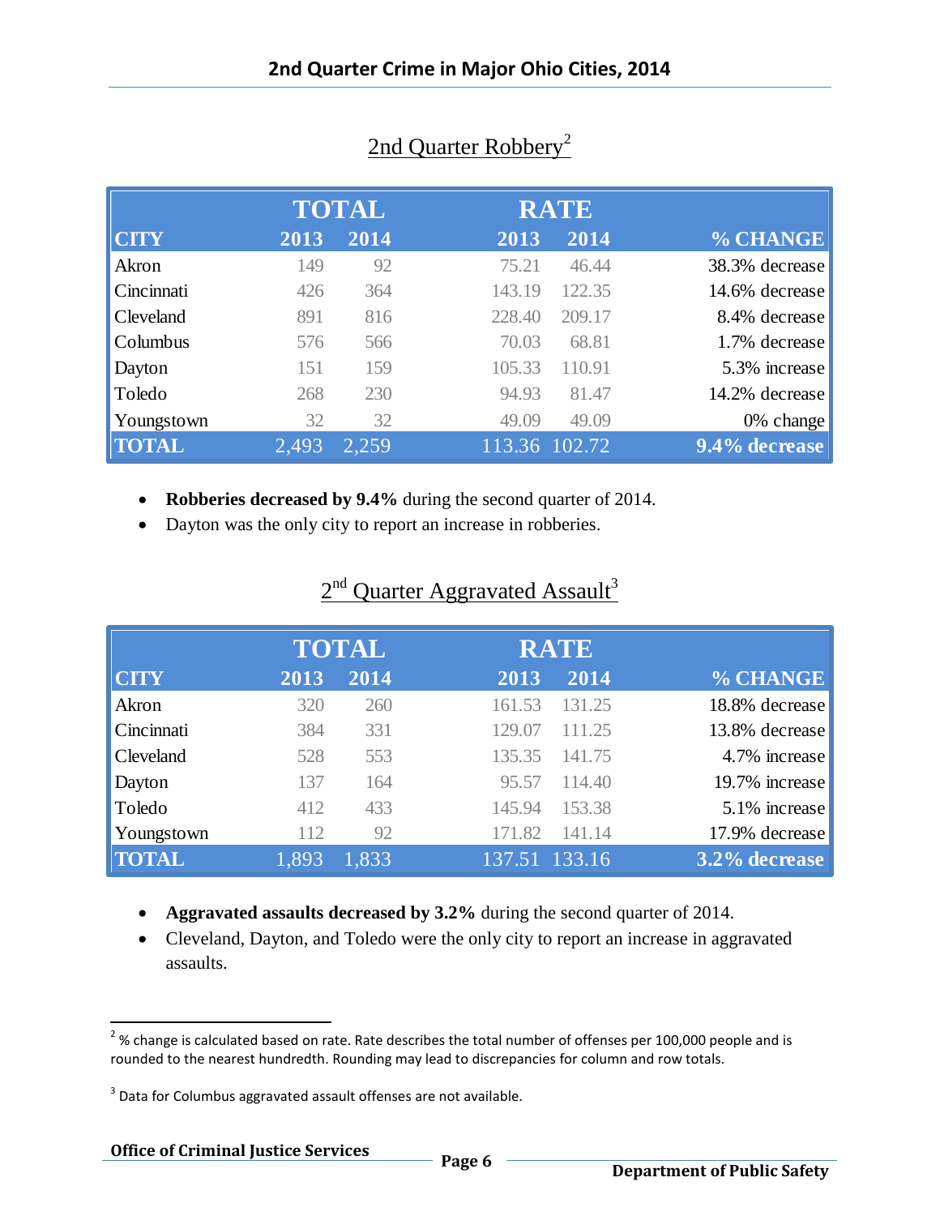# 2nd Quarter Crime in Major Ohio Cities, 2014

## 2nd Quarter Robbery[2]

| | TOTAL | | RATE | | |
|---|---|---|---|---|---|
| **CITY** | **2013** | **2014** | **2013** | **2014** | **% CHANGE** |
| Akron | 149 | 92 | 75.21 | 46.44 | 38.3% decrease |
| Cincinnati | 426 | 364 | 143.19 | 122.35 | 14.6% decrease |
| Cleveland | 891 | 816 | 228.40 | 209.17 | 8.4% decrease |
| Columbus | 576 | 566 | 70.03 | 68.81 | 1.7% decrease |
| Dayton | 151 | 159 | 105.33 | 110.91 | 5.3% increase |
| Toledo | 268 | 230 | 94.93 | 81.47 | 14.2% decrease |
| Youngstown | 32 | 32 | 49.09 | 49.09 | 0% change |
| **TOTAL** | 2,493 | 2,259 | 113.36 | 102.72 | **9.4% decrease** |

- **Robberies decreased by 9.4%** during the second quarter of 2014.
- Dayton was the only city to report an increase in robberies.

## 2nd Quarter Aggravated Assault[3]

| | TOTAL | | RATE | | |
|---|---|---|---|---|---|
| **CITY** | **2013** | **2014** | **2013** | **2014** | **% CHANGE** |
| Akron | 320 | 260 | 161.53 | 131.25 | 18.8% decrease |
| Cincinnati | 384 | 331 | 129.07 | 111.25 | 13.8% decrease |
| Cleveland | 528 | 553 | 135.35 | 141.75 | 4.7% increase |
| Dayton | 137 | 164 | 95.57 | 114.40 | 19.7% increase |
| Toledo | 412 | 433 | 145.94 | 153.38 | 5.1% increase |
| Youngstown | 112 | 92 | 171.82 | 141.14 | 17.9% decrease |
| **TOTAL** | 1,893 | 1,833 | 137.51 | 133.16 | **3.2% decrease** |

- **Aggravated assaults decreased by 3.2%** during the second quarter of 2014.
- Cleveland, Dayton, and Toledo were the only city to report an increase in aggravated assaults.

[2] % change is calculated based on rate. Rate describes the total number of offenses per 100,000 people and is rounded to the nearest hundredth. Rounding may lead to discrepancies for column and row totals.

[3] Data for Columbus aggravated assault offenses are not available.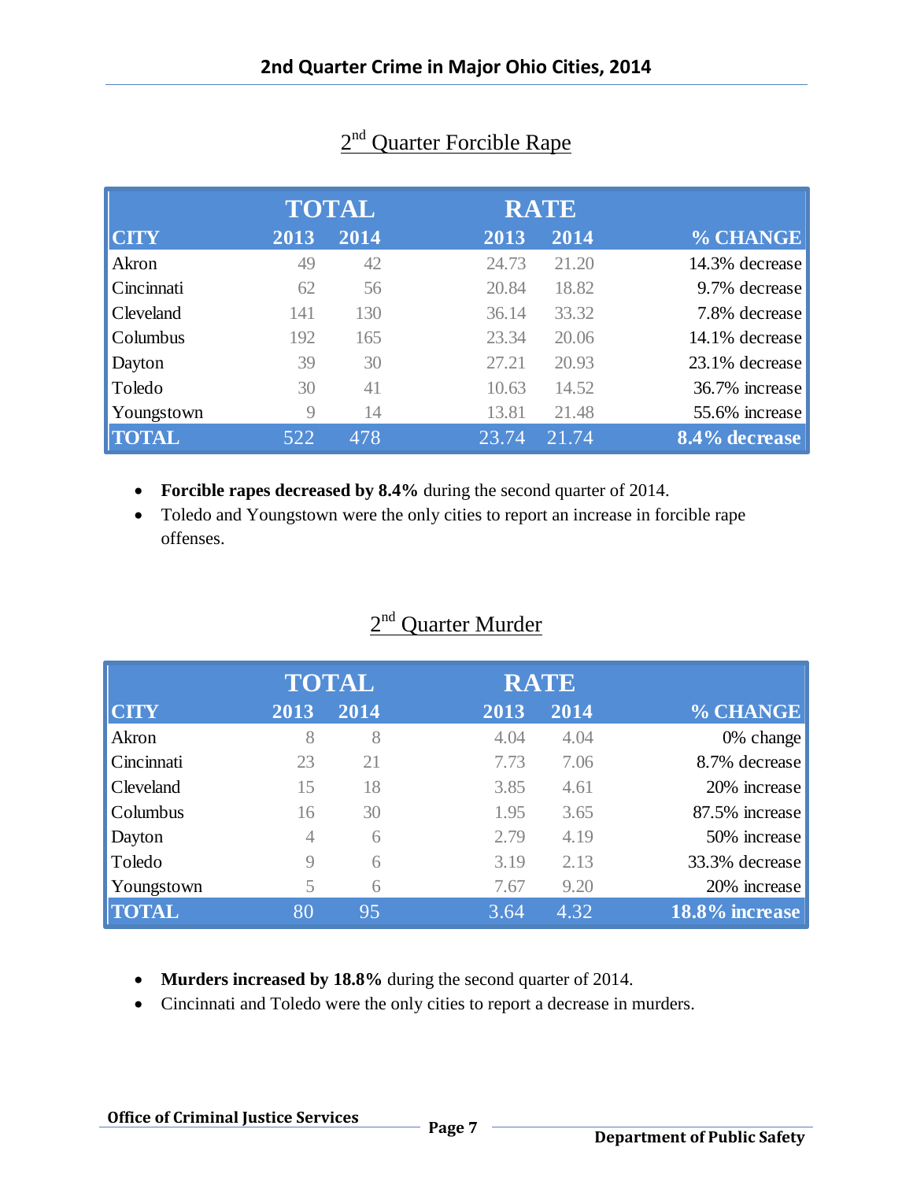# 2nd Quarter Crime in Major Ohio Cities, 2014

## 2nd Quarter Forcible Rape

| CITY | TOTAL 2013 | TOTAL 2014 | RATE 2013 | RATE 2014 | % CHANGE |
|---|---|---|---|---|---|
| Akron | 49 | 42 | 24.73 | 21.20 | 14.3% decrease |
| Cincinnati | 62 | 56 | 20.84 | 18.82 | 9.7% decrease |
| Cleveland | 141 | 130 | 36.14 | 33.32 | 7.8% decrease |
| Columbus | 192 | 165 | 23.34 | 20.06 | 14.1% decrease |
| Dayton | 39 | 30 | 27.21 | 20.93 | 23.1% decrease |
| Toledo | 30 | 41 | 10.63 | 14.52 | 36.7% increase |
| Youngstown | 9 | 14 | 13.81 | 21.48 | 55.6% increase |
| **TOTAL** | 522 | 478 | 23.74 | 21.74 | **8.4% decrease** |

- **Forcible rapes decreased by 8.4%** during the second quarter of 2014.
- Toledo and Youngstown were the only cities to report an increase in forcible rape offenses.

## 2nd Quarter Murder

| CITY | TOTAL 2013 | TOTAL 2014 | RATE 2013 | RATE 2014 | % CHANGE |
|---|---|---|---|---|---|
| Akron | 8 | 8 | 4.04 | 4.04 | 0% change |
| Cincinnati | 23 | 21 | 7.73 | 7.06 | 8.7% decrease |
| Cleveland | 15 | 18 | 3.85 | 4.61 | 20% increase |
| Columbus | 16 | 30 | 1.95 | 3.65 | 87.5% increase |
| Dayton | 4 | 6 | 2.79 | 4.19 | 50% increase |
| Toledo | 9 | 6 | 3.19 | 2.13 | 33.3% decrease |
| Youngstown | 5 | 6 | 7.67 | 9.20 | 20% increase |
| **TOTAL** | 80 | 95 | 3.64 | 4.32 | **18.8% increase** |

- **Murders increased by 18.8%** during the second quarter of 2014.
- Cincinnati and Toledo were the only cities to report a decrease in murders.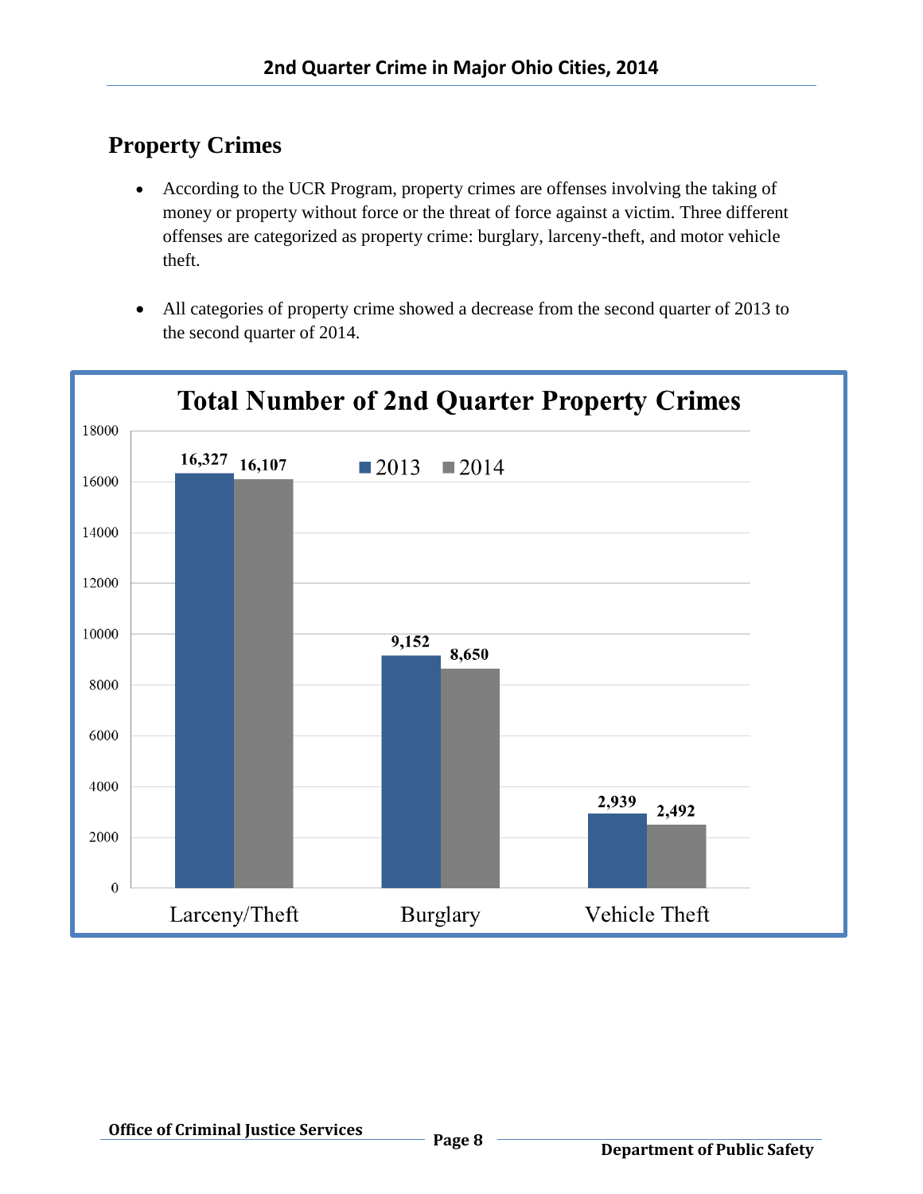## Property Crimes

- According to the UCR Program, property crimes are offenses involving the taking of money or property without force or the threat of force against a victim. Three different offenses are categorized as property crime: burglary, larceny-theft, and motor vehicle theft.

- All categories of property crime showed a decrease from the second quarter of 2013 to the second quarter of 2014.

**Total Number of 2nd Quarter Property Crimes**

| | 2013 | 2014 |
|---|---|---|
| Larceny/Theft | 16,327 | 16,107 |
| Burglary | 9,152 | 8,650 |
| Vehicle Theft | 2,939 | 2,492 |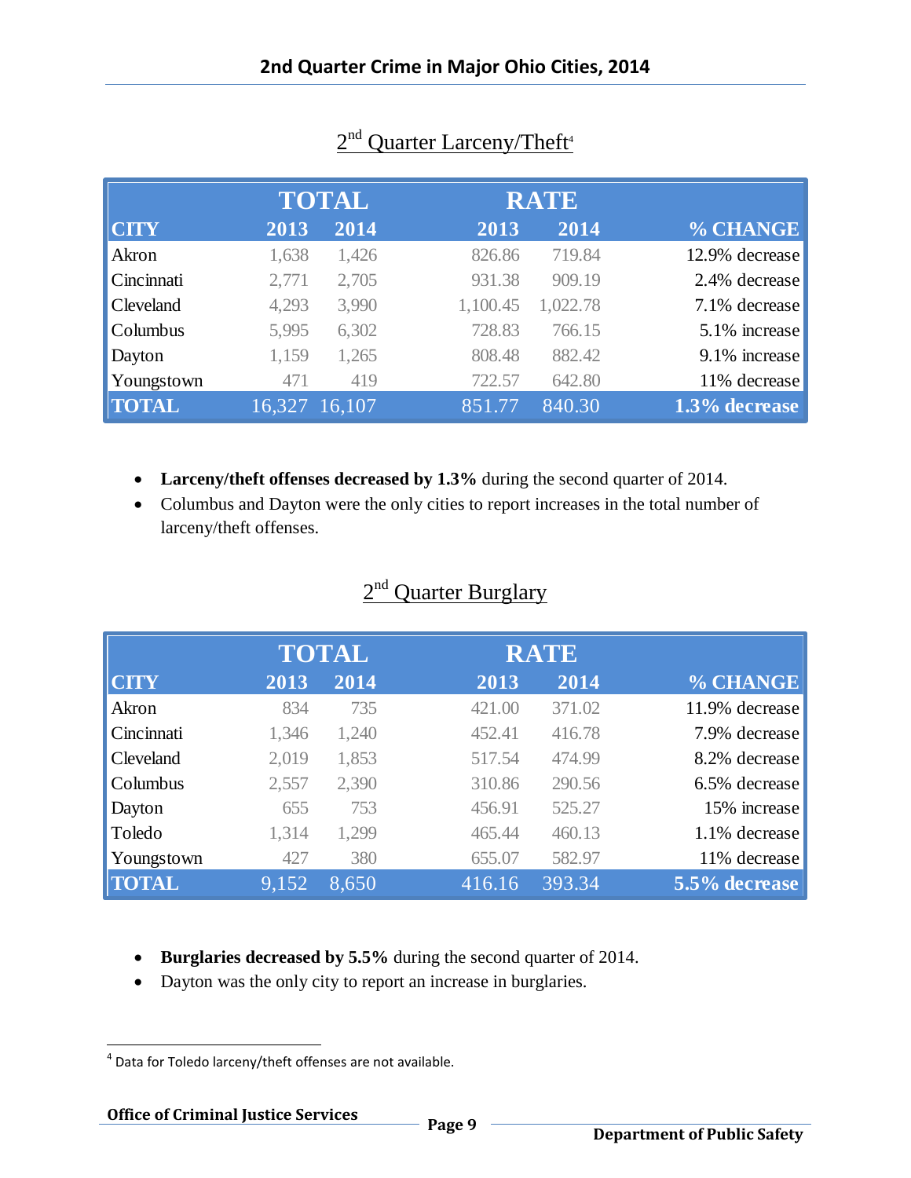## 2nd Quarter Larceny/Theft[4]

| | TOTAL | | RATE | | |
|---|---|---|---|---|---|
| CITY | 2013 | 2014 | 2013 | 2014 | % CHANGE |
| Akron | 1,638 | 1,426 | 826.86 | 719.84 | 12.9% decrease |
| Cincinnati | 2,771 | 2,705 | 931.38 | 909.19 | 2.4% decrease |
| Cleveland | 4,293 | 3,990 | 1,100.45 | 1,022.78 | 7.1% decrease |
| Columbus | 5,995 | 6,302 | 728.83 | 766.15 | 5.1% increase |
| Dayton | 1,159 | 1,265 | 808.48 | 882.42 | 9.1% increase |
| Youngstown | 471 | 419 | 722.57 | 642.80 | 11% decrease |
| **TOTAL** | 16,327 | 16,107 | 851.77 | 840.30 | **1.3% decrease** |

- **Larceny/theft offenses decreased by 1.3%** during the second quarter of 2014.
- Columbus and Dayton were the only cities to report increases in the total number of larceny/theft offenses.

## 2nd Quarter Burglary

| | TOTAL | | RATE | | |
|---|---|---|---|---|---|
| CITY | 2013 | 2014 | 2013 | 2014 | % CHANGE |
| Akron | 834 | 735 | 421.00 | 371.02 | 11.9% decrease |
| Cincinnati | 1,346 | 1,240 | 452.41 | 416.78 | 7.9% decrease |
| Cleveland | 2,019 | 1,853 | 517.54 | 474.99 | 8.2% decrease |
| Columbus | 2,557 | 2,390 | 310.86 | 290.56 | 6.5% decrease |
| Dayton | 655 | 753 | 456.91 | 525.27 | 15% increase |
| Toledo | 1,314 | 1,299 | 465.44 | 460.13 | 1.1% decrease |
| Youngstown | 427 | 380 | 655.07 | 582.97 | 11% decrease |
| **TOTAL** | 9,152 | 8,650 | 416.16 | 393.34 | **5.5% decrease** |

- **Burglaries decreased by 5.5%** during the second quarter of 2014.
- Dayton was the only city to report an increase in burglaries.

[4] Data for Toledo larceny/theft offenses are not available.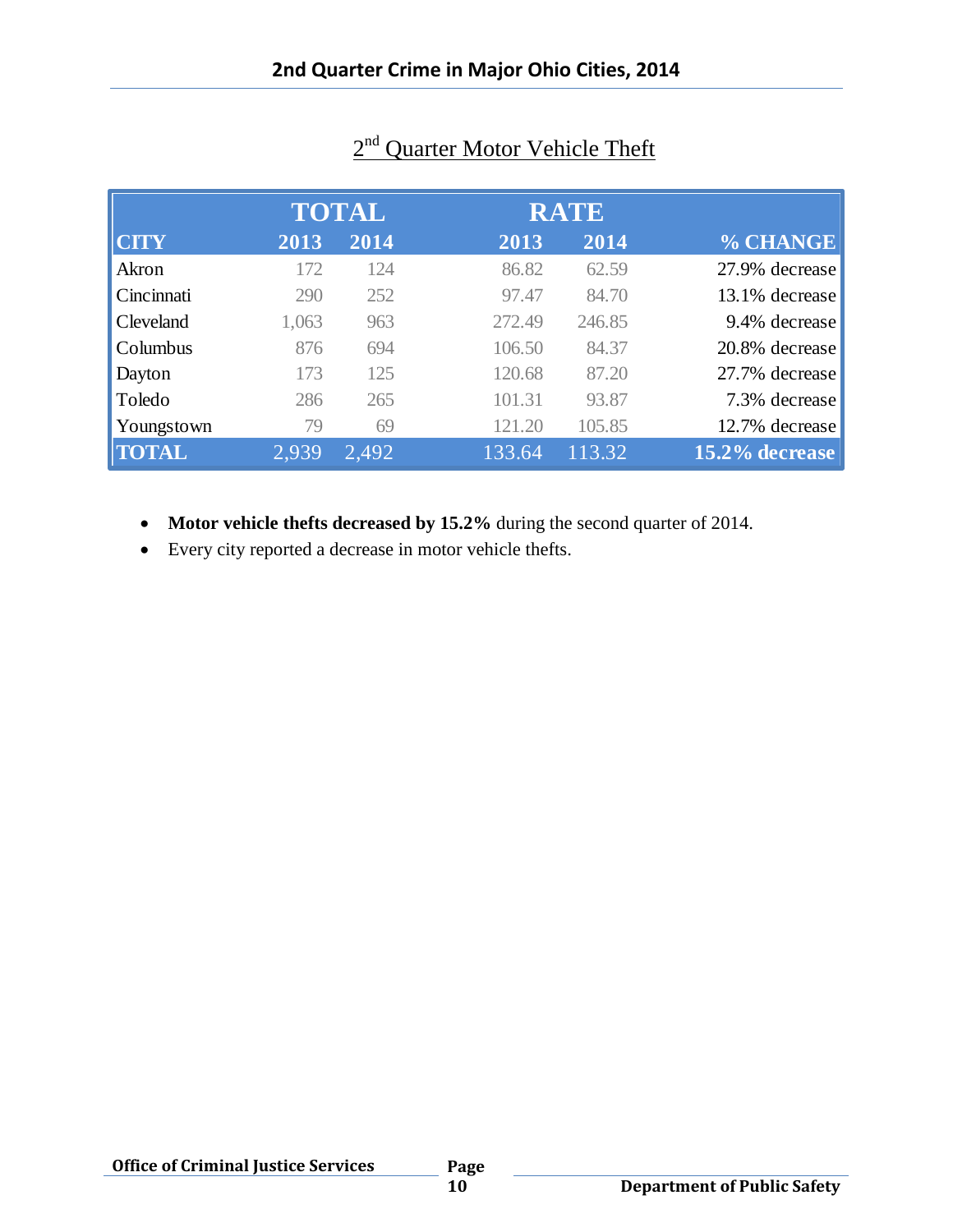## 2nd Quarter Motor Vehicle Theft

| | TOTAL | | RATE | | |
|---|---|---|---|---|---|
| CITY | 2013 | 2014 | 2013 | 2014 | % CHANGE |
| Akron | 172 | 124 | 86.82 | 62.59 | 27.9% decrease |
| Cincinnati | 290 | 252 | 97.47 | 84.70 | 13.1% decrease |
| Cleveland | 1,063 | 963 | 272.49 | 246.85 | 9.4% decrease |
| Columbus | 876 | 694 | 106.50 | 84.37 | 20.8% decrease |
| Dayton | 173 | 125 | 120.68 | 87.20 | 27.7% decrease |
| Toledo | 286 | 265 | 101.31 | 93.87 | 7.3% decrease |
| Youngstown | 79 | 69 | 121.20 | 105.85 | 12.7% decrease |
| **TOTAL** | 2,939 | 2,492 | 133.64 | 113.32 | **15.2% decrease** |

- **Motor vehicle thefts decreased by 15.2%** during the second quarter of 2014.
- Every city reported a decrease in motor vehicle thefts.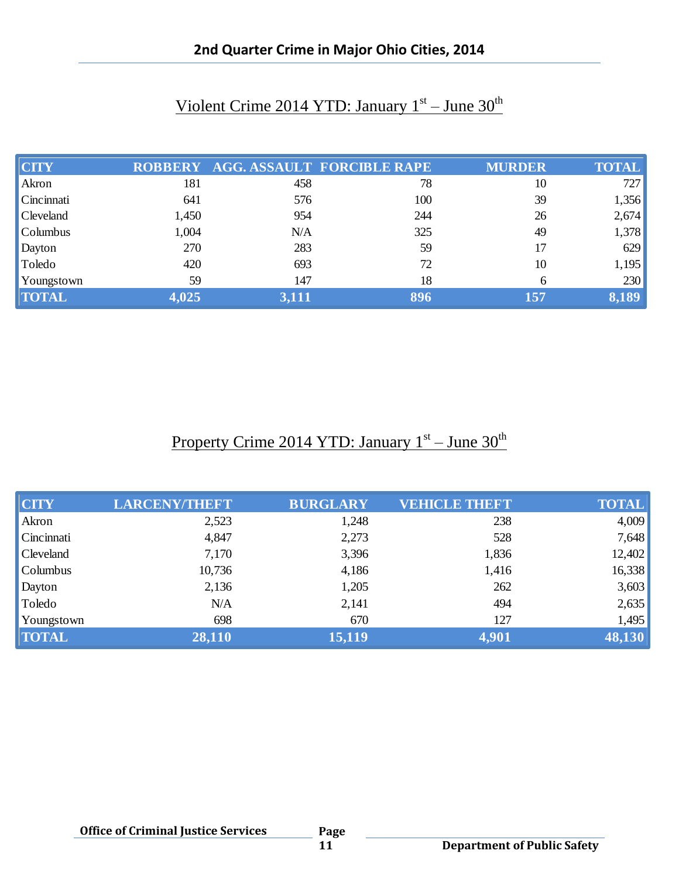## 2nd Quarter Crime in Major Ohio Cities, 2014

### Violent Crime 2014 YTD: January 1st – June 30th

| CITY | ROBBERY | AGG. ASSAULT | FORCIBLE RAPE | MURDER | TOTAL |
|---|---|---|---|---|---|
| Akron | 181 | 458 | 78 | 10 | 727 |
| Cincinnati | 641 | 576 | 100 | 39 | 1,356 |
| Cleveland | 1,450 | 954 | 244 | 26 | 2,674 |
| Columbus | 1,004 | N/A | 325 | 49 | 1,378 |
| Dayton | 270 | 283 | 59 | 17 | 629 |
| Toledo | 420 | 693 | 72 | 10 | 1,195 |
| Youngstown | 59 | 147 | 18 | 6 | 230 |
| **TOTAL** | **4,025** | **3,111** | **896** | **157** | **8,189** |

### Property Crime 2014 YTD: January 1st – June 30th

| CITY | LARCENY/THEFT | BURGLARY | VEHICLE THEFT | TOTAL |
|---|---|---|---|---|
| Akron | 2,523 | 1,248 | 238 | 4,009 |
| Cincinnati | 4,847 | 2,273 | 528 | 7,648 |
| Cleveland | 7,170 | 3,396 | 1,836 | 12,402 |
| Columbus | 10,736 | 4,186 | 1,416 | 16,338 |
| Dayton | 2,136 | 1,205 | 262 | 3,603 |
| Toledo | N/A | 2,141 | 494 | 2,635 |
| Youngstown | 698 | 670 | 127 | 1,495 |
| **TOTAL** | **28,110** | **15,119** | **4,901** | **48,130** |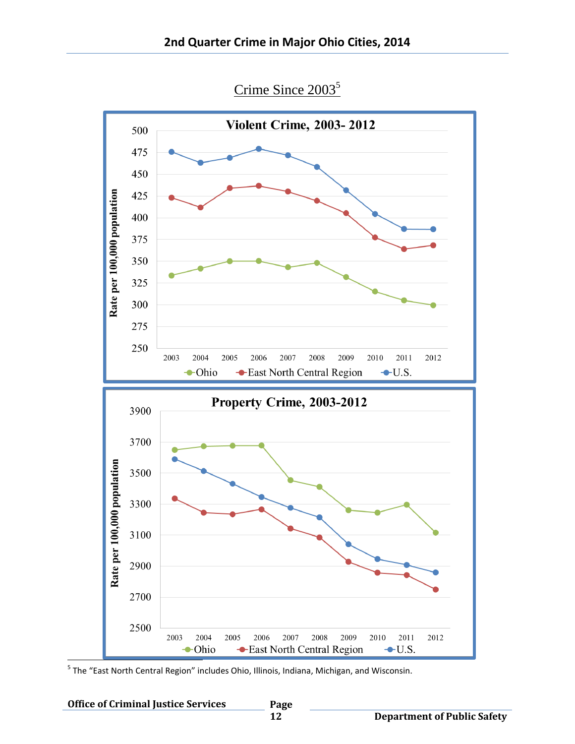## Crime Since 2003[5]

**Violent Crime, 2003- 2012**

Rate per 100,000 population

500
475
450
425
400
375
350
325
300
275
250

2003 2004 2005 2006 2007 2008 2009 2010 2011 2012

Ohio — East North Central Region — U.S.

**Property Crime, 2003-2012**

Rate per 100,000 population

3900
3700
3500
3300
3100
2900
2700
2500

2003 2004 2005 2006 2007 2008 2009 2010 2011 2012

Ohio — East North Central Region — U.S.

[5] The "East North Central Region" includes Ohio, Illinois, Indiana, Michigan, and Wisconsin.